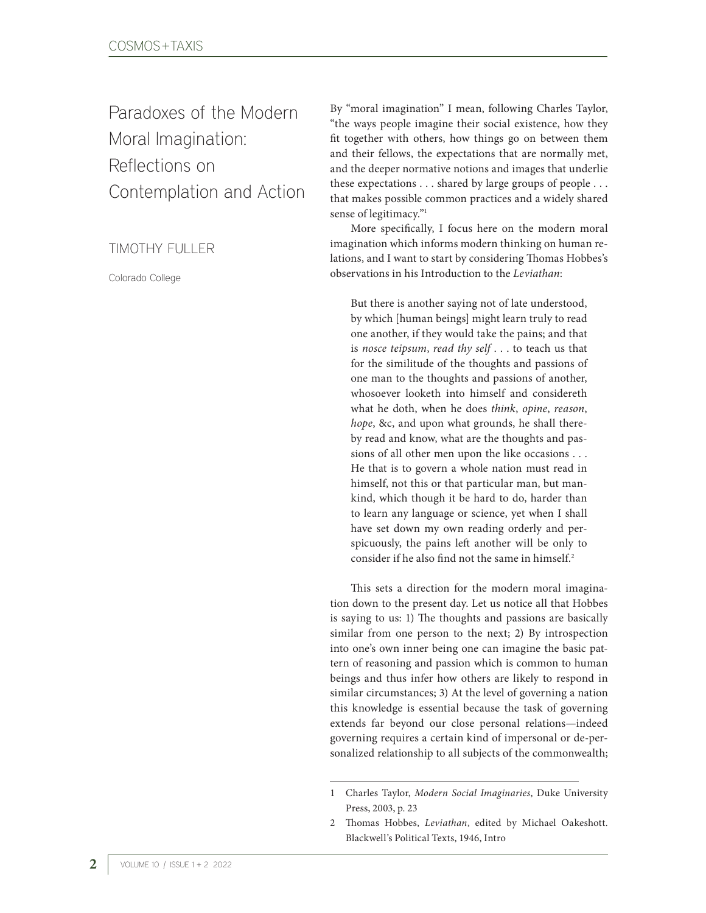# Paradoxes of the Modern Moral Imagination: Reflections on Contemplation and Action

TIMOTHY FULLER

Colorado College

By "moral imagination" I mean, following Charles Taylor, "the ways people imagine their social existence, how they fit together with others, how things go on between them and their fellows, the expectations that are normally met, and the deeper normative notions and images that underlie these expectations . . . shared by large groups of people . . . that makes possible common practices and a widely shared sense of legitimacy."[1]

More specifically, I focus here on the modern moral imagination which informs modern thinking on human relations, and I want to start by considering Thomas Hobbes's observations in his Introduction to the *Leviathan*:

> But there is another saying not of late understood, by which [human beings] might learn truly to read one another, if they would take the pains; and that is *nosce teipsum*, *read thy self* . . . to teach us that for the similitude of the thoughts and passions of one man to the thoughts and passions of another, whosoever looketh into himself and considereth what he doth, when he does *think*, *opine*, *reason*, *hope*, &c, and upon what grounds, he shall thereby read and know, what are the thoughts and passions of all other men upon the like occasions . . . He that is to govern a whole nation must read in himself, not this or that particular man, but mankind, which though it be hard to do, harder than to learn any language or science, yet when I shall have set down my own reading orderly and perspicuously, the pains left another will be only to consider if he also find not the same in himself.[2]

This sets a direction for the modern moral imagination down to the present day. Let us notice all that Hobbes is saying to us: 1) The thoughts and passions are basically similar from one person to the next; 2) By introspection into one's own inner being one can imagine the basic pattern of reasoning and passion which is common to human beings and thus infer how others are likely to respond in similar circumstances; 3) At the level of governing a nation this knowledge is essential because the task of governing extends far beyond our close personal relations—indeed governing requires a certain kind of impersonal or de-personalized relationship to all subjects of the commonwealth;

---

1 Charles Taylor, *Modern Social Imaginaries*, Duke University Press, 2003, p. 23

2 Thomas Hobbes, *Leviathan*, edited by Michael Oakeshott. Blackwell's Political Texts, 1946, Intro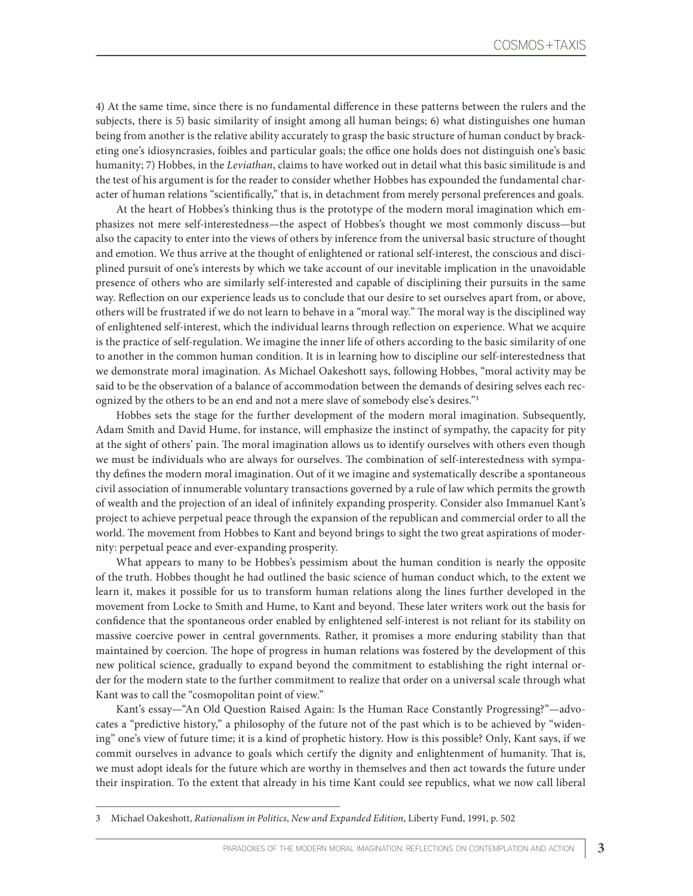4) At the same time, since there is no fundamental difference in these patterns between the rulers and the subjects, there is 5) basic similarity of insight among all human beings; 6) what distinguishes one human being from another is the relative ability accurately to grasp the basic structure of human conduct by bracketing one's idiosyncrasies, foibles and particular goals; the office one holds does not distinguish one's basic humanity; 7) Hobbes, in the *Leviathan*, claims to have worked out in detail what this basic similitude is and the test of his argument is for the reader to consider whether Hobbes has expounded the fundamental character of human relations "scientifically," that is, in detachment from merely personal preferences and goals.

At the heart of Hobbes's thinking thus is the prototype of the modern moral imagination which emphasizes not mere self-interestedness—the aspect of Hobbes's thought we most commonly discuss—but also the capacity to enter into the views of others by inference from the universal basic structure of thought and emotion. We thus arrive at the thought of enlightened or rational self-interest, the conscious and disciplined pursuit of one's interests by which we take account of our inevitable implication in the unavoidable presence of others who are similarly self-interested and capable of disciplining their pursuits in the same way. Reflection on our experience leads us to conclude that our desire to set ourselves apart from, or above, others will be frustrated if we do not learn to behave in a "moral way." The moral way is the disciplined way of enlightened self-interest, which the individual learns through reflection on experience. What we acquire is the practice of self-regulation. We imagine the inner life of others according to the basic similarity of one to another in the common human condition. It is in learning how to discipline our self-interestedness that we demonstrate moral imagination. As Michael Oakeshott says, following Hobbes, "moral activity may be said to be the observation of a balance of accommodation between the demands of desiring selves each recognized by the others to be an end and not a mere slave of somebody else's desires."[3]

Hobbes sets the stage for the further development of the modern moral imagination. Subsequently, Adam Smith and David Hume, for instance, will emphasize the instinct of sympathy, the capacity for pity at the sight of others' pain. The moral imagination allows us to identify ourselves with others even though we must be individuals who are always for ourselves. The combination of self-interestedness with sympathy defines the modern moral imagination. Out of it we imagine and systematically describe a spontaneous civil association of innumerable voluntary transactions governed by a rule of law which permits the growth of wealth and the projection of an ideal of infinitely expanding prosperity. Consider also Immanuel Kant's project to achieve perpetual peace through the expansion of the republican and commercial order to all the world. The movement from Hobbes to Kant and beyond brings to sight the two great aspirations of modernity: perpetual peace and ever-expanding prosperity.

What appears to many to be Hobbes's pessimism about the human condition is nearly the opposite of the truth. Hobbes thought he had outlined the basic science of human conduct which, to the extent we learn it, makes it possible for us to transform human relations along the lines further developed in the movement from Locke to Smith and Hume, to Kant and beyond. These later writers work out the basis for confidence that the spontaneous order enabled by enlightened self-interest is not reliant for its stability on massive coercive power in central governments. Rather, it promises a more enduring stability than that maintained by coercion. The hope of progress in human relations was fostered by the development of this new political science, gradually to expand beyond the commitment to establishing the right internal order for the modern state to the further commitment to realize that order on a universal scale through what Kant was to call the "cosmopolitan point of view."

Kant's essay—"An Old Question Raised Again: Is the Human Race Constantly Progressing?"—advocates a "predictive history," a philosophy of the future not of the past which is to be achieved by "widening" one's view of future time; it is a kind of prophetic history. How is this possible? Only, Kant says, if we commit ourselves in advance to goals which certify the dignity and enlightenment of humanity. That is, we must adopt ideals for the future which are worthy in themselves and then act towards the future under their inspiration. To the extent that already in his time Kant could see republics, what we now call liberal

---

3 Michael Oakeshott, *Rationalism in Politics*, *New and Expanded Edition*, Liberty Fund, 1991, p. 502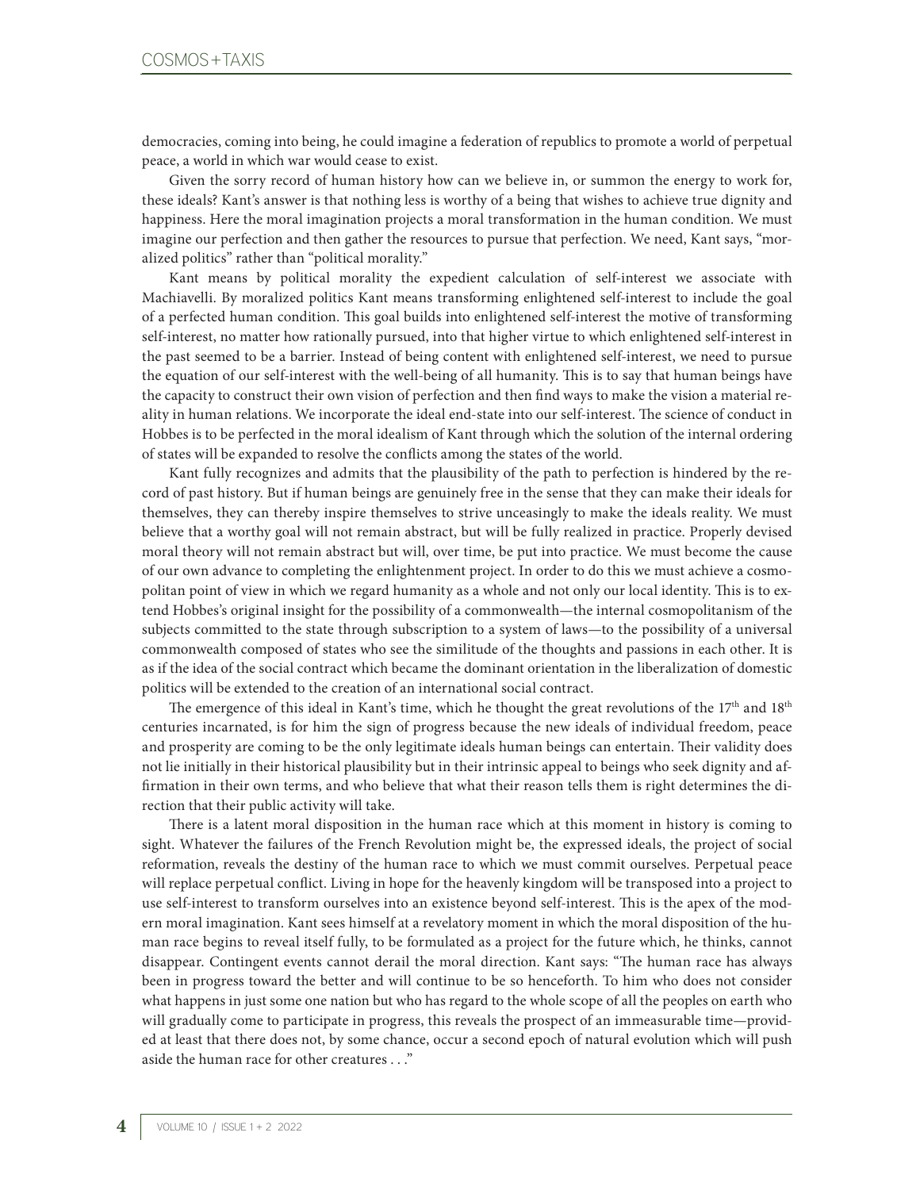democracies, coming into being, he could imagine a federation of republics to promote a world of perpetual peace, a world in which war would cease to exist.

Given the sorry record of human history how can we believe in, or summon the energy to work for, these ideals? Kant's answer is that nothing less is worthy of a being that wishes to achieve true dignity and happiness. Here the moral imagination projects a moral transformation in the human condition. We must imagine our perfection and then gather the resources to pursue that perfection. We need, Kant says, "moralized politics" rather than "political morality."

Kant means by political morality the expedient calculation of self-interest we associate with Machiavelli. By moralized politics Kant means transforming enlightened self-interest to include the goal of a perfected human condition. This goal builds into enlightened self-interest the motive of transforming self-interest, no matter how rationally pursued, into that higher virtue to which enlightened self-interest in the past seemed to be a barrier. Instead of being content with enlightened self-interest, we need to pursue the equation of our self-interest with the well-being of all humanity. This is to say that human beings have the capacity to construct their own vision of perfection and then find ways to make the vision a material reality in human relations. We incorporate the ideal end-state into our self-interest. The science of conduct in Hobbes is to be perfected in the moral idealism of Kant through which the solution of the internal ordering of states will be expanded to resolve the conflicts among the states of the world.

Kant fully recognizes and admits that the plausibility of the path to perfection is hindered by the record of past history. But if human beings are genuinely free in the sense that they can make their ideals for themselves, they can thereby inspire themselves to strive unceasingly to make the ideals reality. We must believe that a worthy goal will not remain abstract, but will be fully realized in practice. Properly devised moral theory will not remain abstract but will, over time, be put into practice. We must become the cause of our own advance to completing the enlightenment project. In order to do this we must achieve a cosmopolitan point of view in which we regard humanity as a whole and not only our local identity. This is to extend Hobbes's original insight for the possibility of a commonwealth—the internal cosmopolitanism of the subjects committed to the state through subscription to a system of laws—to the possibility of a universal commonwealth composed of states who see the similitude of the thoughts and passions in each other. It is as if the idea of the social contract which became the dominant orientation in the liberalization of domestic politics will be extended to the creation of an international social contract.

The emergence of this ideal in Kant's time, which he thought the great revolutions of the 17th and 18th centuries incarnated, is for him the sign of progress because the new ideals of individual freedom, peace and prosperity are coming to be the only legitimate ideals human beings can entertain. Their validity does not lie initially in their historical plausibility but in their intrinsic appeal to beings who seek dignity and affirmation in their own terms, and who believe that what their reason tells them is right determines the direction that their public activity will take.

There is a latent moral disposition in the human race which at this moment in history is coming to sight. Whatever the failures of the French Revolution might be, the expressed ideals, the project of social reformation, reveals the destiny of the human race to which we must commit ourselves. Perpetual peace will replace perpetual conflict. Living in hope for the heavenly kingdom will be transposed into a project to use self-interest to transform ourselves into an existence beyond self-interest. This is the apex of the modern moral imagination. Kant sees himself at a revelatory moment in which the moral disposition of the human race begins to reveal itself fully, to be formulated as a project for the future which, he thinks, cannot disappear. Contingent events cannot derail the moral direction. Kant says: "The human race has always been in progress toward the better and will continue to be so henceforth. To him who does not consider what happens in just some one nation but who has regard to the whole scope of all the peoples on earth who will gradually come to participate in progress, this reveals the prospect of an immeasurable time—provided at least that there does not, by some chance, occur a second epoch of natural evolution which will push aside the human race for other creatures . . ."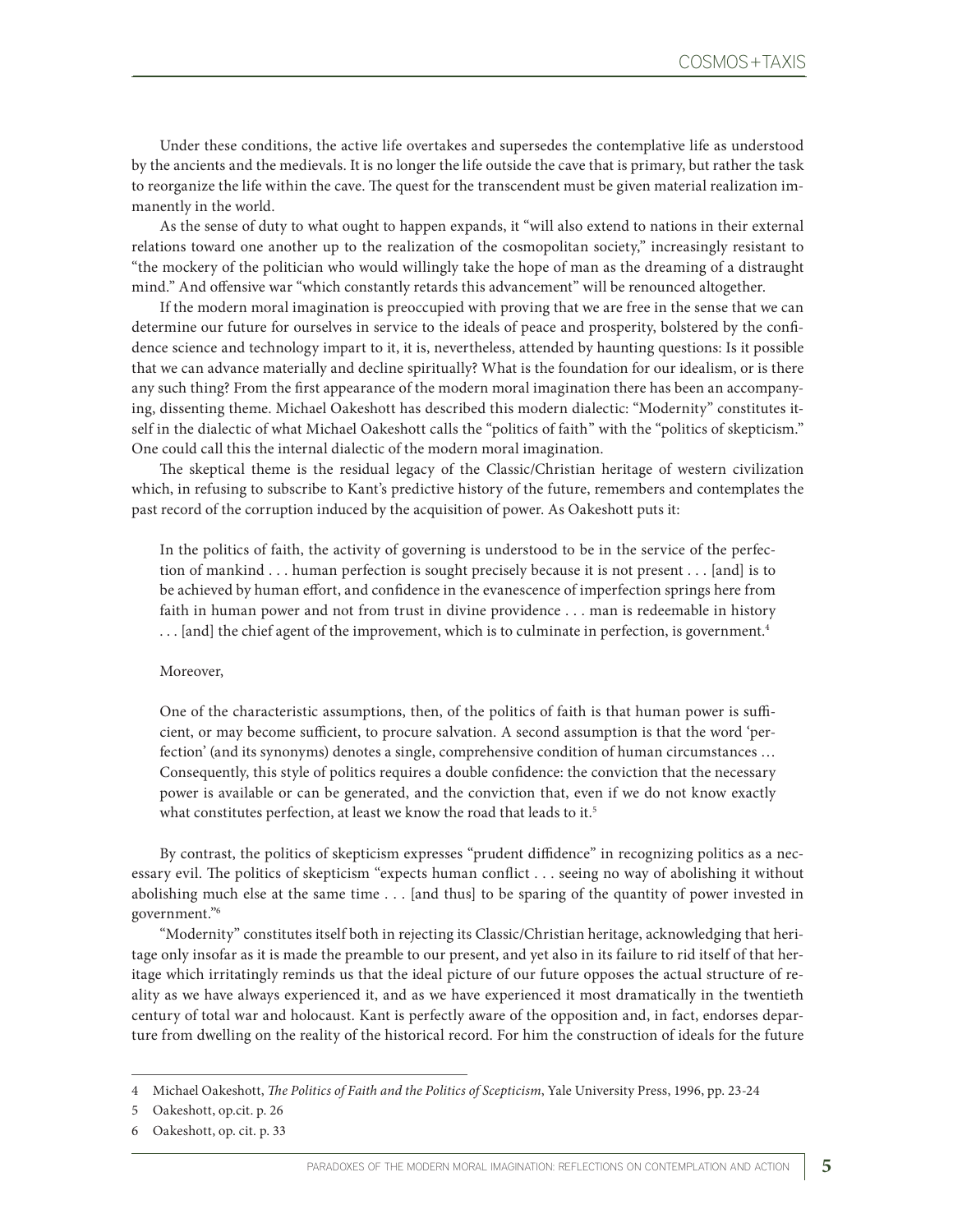Under these conditions, the active life overtakes and supersedes the contemplative life as understood by the ancients and the medievals. It is no longer the life outside the cave that is primary, but rather the task to reorganize the life within the cave. The quest for the transcendent must be given material realization immanently in the world.

As the sense of duty to what ought to happen expands, it "will also extend to nations in their external relations toward one another up to the realization of the cosmopolitan society," increasingly resistant to "the mockery of the politician who would willingly take the hope of man as the dreaming of a distraught mind." And offensive war "which constantly retards this advancement" will be renounced altogether.

If the modern moral imagination is preoccupied with proving that we are free in the sense that we can determine our future for ourselves in service to the ideals of peace and prosperity, bolstered by the confidence science and technology impart to it, it is, nevertheless, attended by haunting questions: Is it possible that we can advance materially and decline spiritually? What is the foundation for our idealism, or is there any such thing? From the first appearance of the modern moral imagination there has been an accompanying, dissenting theme. Michael Oakeshott has described this modern dialectic: "Modernity" constitutes itself in the dialectic of what Michael Oakeshott calls the "politics of faith" with the "politics of skepticism." One could call this the internal dialectic of the modern moral imagination.

The skeptical theme is the residual legacy of the Classic/Christian heritage of western civilization which, in refusing to subscribe to Kant's predictive history of the future, remembers and contemplates the past record of the corruption induced by the acquisition of power. As Oakeshott puts it:

> In the politics of faith, the activity of governing is understood to be in the service of the perfection of mankind . . . human perfection is sought precisely because it is not present . . . [and] is to be achieved by human effort, and confidence in the evanescence of imperfection springs here from faith in human power and not from trust in divine providence . . . man is redeemable in history . . . [and] the chief agent of the improvement, which is to culminate in perfection, is government.[4]

Moreover,

> One of the characteristic assumptions, then, of the politics of faith is that human power is sufficient, or may become sufficient, to procure salvation. A second assumption is that the word 'perfection' (and its synonyms) denotes a single, comprehensive condition of human circumstances … Consequently, this style of politics requires a double confidence: the conviction that the necessary power is available or can be generated, and the conviction that, even if we do not know exactly what constitutes perfection, at least we know the road that leads to it.[5]

By contrast, the politics of skepticism expresses "prudent diffidence" in recognizing politics as a necessary evil. The politics of skepticism "expects human conflict . . . seeing no way of abolishing it without abolishing much else at the same time . . . [and thus] to be sparing of the quantity of power invested in government."[6]

"Modernity" constitutes itself both in rejecting its Classic/Christian heritage, acknowledging that heritage only insofar as it is made the preamble to our present, and yet also in its failure to rid itself of that heritage which irritatingly reminds us that the ideal picture of our future opposes the actual structure of reality as we have always experienced it, and as we have experienced it most dramatically in the twentieth century of total war and holocaust. Kant is perfectly aware of the opposition and, in fact, endorses departure from dwelling on the reality of the historical record. For him the construction of ideals for the future

---

4 Michael Oakeshott, *The Politics of Faith and the Politics of Scepticism*, Yale University Press, 1996, pp. 23-24

5 Oakeshott, op.cit. p. 26

6 Oakeshott, op. cit. p. 33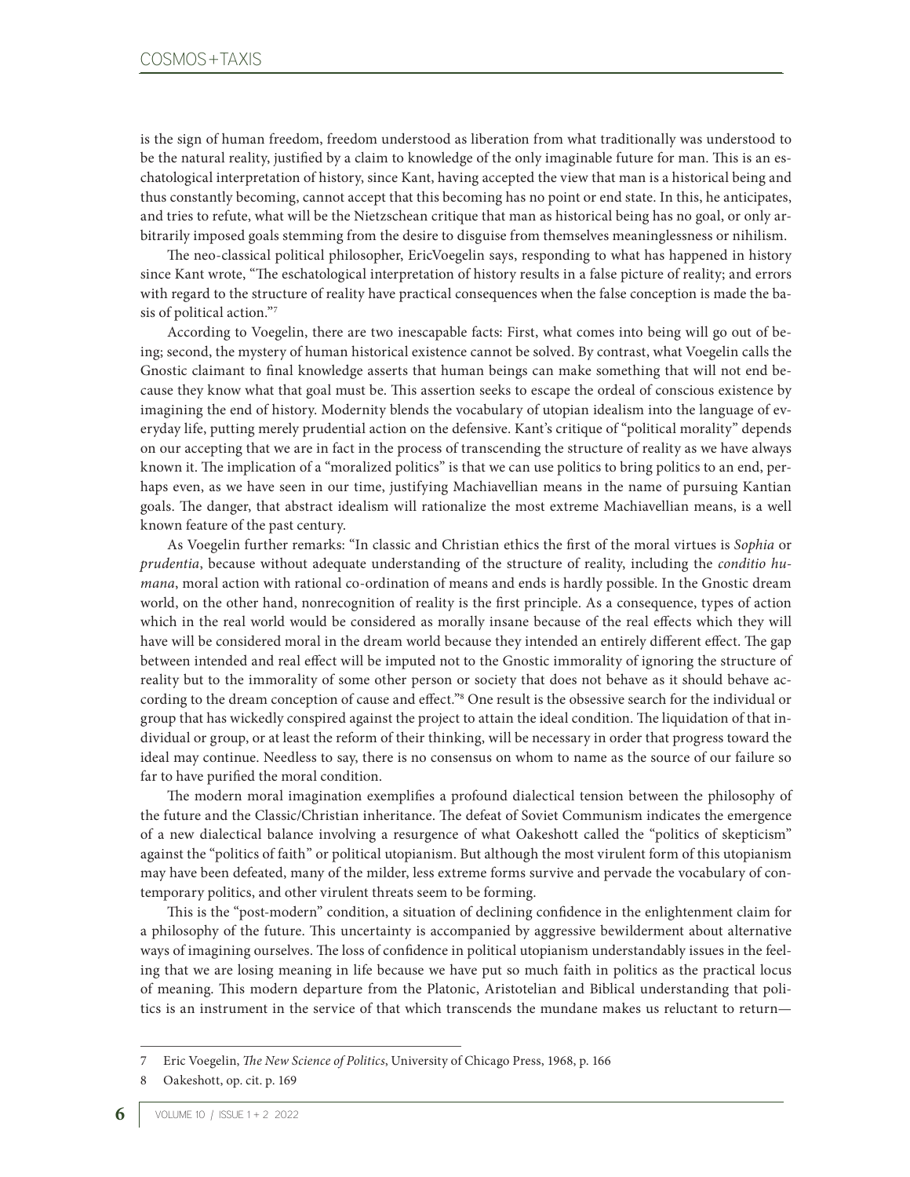is the sign of human freedom, freedom understood as liberation from what traditionally was understood to be the natural reality, justified by a claim to knowledge of the only imaginable future for man. This is an eschatological interpretation of history, since Kant, having accepted the view that man is a historical being and thus constantly becoming, cannot accept that this becoming has no point or end state. In this, he anticipates, and tries to refute, what will be the Nietzschean critique that man as historical being has no goal, or only arbitrarily imposed goals stemming from the desire to disguise from themselves meaninglessness or nihilism.

The neo-classical political philosopher, EricVoegelin says, responding to what has happened in history since Kant wrote, "The eschatological interpretation of history results in a false picture of reality; and errors with regard to the structure of reality have practical consequences when the false conception is made the basis of political action."[7]

According to Voegelin, there are two inescapable facts: First, what comes into being will go out of being; second, the mystery of human historical existence cannot be solved. By contrast, what Voegelin calls the Gnostic claimant to final knowledge asserts that human beings can make something that will not end because they know what that goal must be. This assertion seeks to escape the ordeal of conscious existence by imagining the end of history. Modernity blends the vocabulary of utopian idealism into the language of everyday life, putting merely prudential action on the defensive. Kant's critique of "political morality" depends on our accepting that we are in fact in the process of transcending the structure of reality as we have always known it. The implication of a "moralized politics" is that we can use politics to bring politics to an end, perhaps even, as we have seen in our time, justifying Machiavellian means in the name of pursuing Kantian goals. The danger, that abstract idealism will rationalize the most extreme Machiavellian means, is a well known feature of the past century.

As Voegelin further remarks: "In classic and Christian ethics the first of the moral virtues is *Sophia* or *prudentia*, because without adequate understanding of the structure of reality, including the *conditio humana*, moral action with rational co-ordination of means and ends is hardly possible. In the Gnostic dream world, on the other hand, nonrecognition of reality is the first principle. As a consequence, types of action which in the real world would be considered as morally insane because of the real effects which they will have will be considered moral in the dream world because they intended an entirely different effect. The gap between intended and real effect will be imputed not to the Gnostic immorality of ignoring the structure of reality but to the immorality of some other person or society that does not behave as it should behave according to the dream conception of cause and effect."[8] One result is the obsessive search for the individual or group that has wickedly conspired against the project to attain the ideal condition. The liquidation of that individual or group, or at least the reform of their thinking, will be necessary in order that progress toward the ideal may continue. Needless to say, there is no consensus on whom to name as the source of our failure so far to have purified the moral condition.

The modern moral imagination exemplifies a profound dialectical tension between the philosophy of the future and the Classic/Christian inheritance. The defeat of Soviet Communism indicates the emergence of a new dialectical balance involving a resurgence of what Oakeshott called the "politics of skepticism" against the "politics of faith" or political utopianism. But although the most virulent form of this utopianism may have been defeated, many of the milder, less extreme forms survive and pervade the vocabulary of contemporary politics, and other virulent threats seem to be forming.

This is the "post-modern" condition, a situation of declining confidence in the enlightenment claim for a philosophy of the future. This uncertainty is accompanied by aggressive bewilderment about alternative ways of imagining ourselves. The loss of confidence in political utopianism understandably issues in the feeling that we are losing meaning in life because we have put so much faith in politics as the practical locus of meaning. This modern departure from the Platonic, Aristotelian and Biblical understanding that politics is an instrument in the service of that which transcends the mundane makes us reluctant to return—

---

7 Eric Voegelin, *The New Science of Politics*, University of Chicago Press, 1968, p. 166

8 Oakeshott, op. cit. p. 169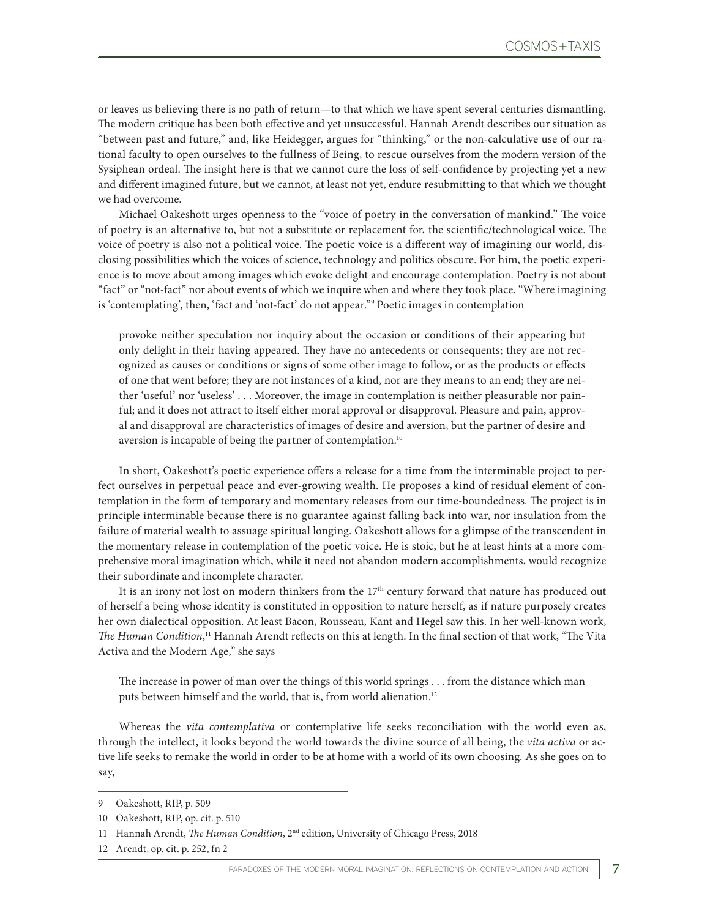or leaves us believing there is no path of return—to that which we have spent several centuries dismantling. The modern critique has been both effective and yet unsuccessful. Hannah Arendt describes our situation as "between past and future," and, like Heidegger, argues for "thinking," or the non-calculative use of our rational faculty to open ourselves to the fullness of Being, to rescue ourselves from the modern version of the Sysiphean ordeal. The insight here is that we cannot cure the loss of self-confidence by projecting yet a new and different imagined future, but we cannot, at least not yet, endure resubmitting to that which we thought we had overcome.

Michael Oakeshott urges openness to the "voice of poetry in the conversation of mankind." The voice of poetry is an alternative to, but not a substitute or replacement for, the scientific/technological voice. The voice of poetry is also not a political voice. The poetic voice is a different way of imagining our world, disclosing possibilities which the voices of science, technology and politics obscure. For him, the poetic experience is to move about among images which evoke delight and encourage contemplation. Poetry is not about "fact" or "not-fact" nor about events of which we inquire when and where they took place. "Where imagining is 'contemplating', then, 'fact and 'not-fact' do not appear."[9] Poetic images in contemplation

> provoke neither speculation nor inquiry about the occasion or conditions of their appearing but only delight in their having appeared. They have no antecedents or consequents; they are not recognized as causes or conditions or signs of some other image to follow, or as the products or effects of one that went before; they are not instances of a kind, nor are they means to an end; they are neither 'useful' nor 'useless' . . . Moreover, the image in contemplation is neither pleasurable nor painful; and it does not attract to itself either moral approval or disapproval. Pleasure and pain, approval and disapproval are characteristics of images of desire and aversion, but the partner of desire and aversion is incapable of being the partner of contemplation.[10]

In short, Oakeshott's poetic experience offers a release for a time from the interminable project to perfect ourselves in perpetual peace and ever-growing wealth. He proposes a kind of residual element of contemplation in the form of temporary and momentary releases from our time-boundedness. The project is in principle interminable because there is no guarantee against falling back into war, nor insulation from the failure of material wealth to assuage spiritual longing. Oakeshott allows for a glimpse of the transcendent in the momentary release in contemplation of the poetic voice. He is stoic, but he at least hints at a more comprehensive moral imagination which, while it need not abandon modern accomplishments, would recognize their subordinate and incomplete character.

It is an irony not lost on modern thinkers from the 17th century forward that nature has produced out of herself a being whose identity is constituted in opposition to nature herself, as if nature purposely creates her own dialectical opposition. At least Bacon, Rousseau, Kant and Hegel saw this. In her well-known work, *The Human Condition*,[11] Hannah Arendt reflects on this at length. In the final section of that work, "The Vita Activa and the Modern Age," she says

> The increase in power of man over the things of this world springs . . . from the distance which man puts between himself and the world, that is, from world alienation.[12]

Whereas the *vita contemplativa* or contemplative life seeks reconciliation with the world even as, through the intellect, it looks beyond the world towards the divine source of all being, the *vita activa* or active life seeks to remake the world in order to be at home with a world of its own choosing. As she goes on to say,

---

9 Oakeshott, RIP, p. 509

10 Oakeshott, RIP, op. cit. p. 510

11 Hannah Arendt, *The Human Condition*, 2nd edition, University of Chicago Press, 2018

12 Arendt, op. cit. p. 252, fn 2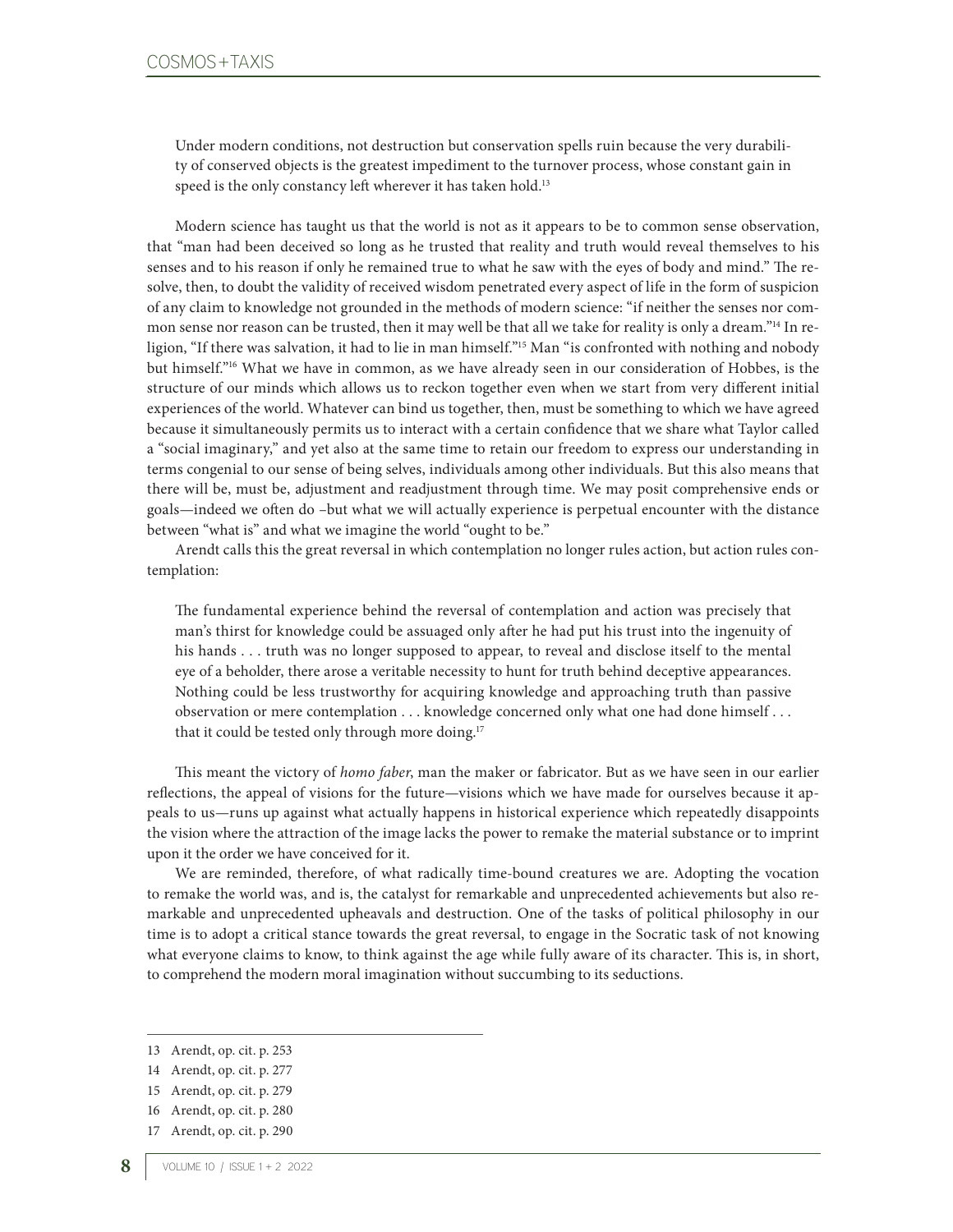> Under modern conditions, not destruction but conservation spells ruin because the very durability of conserved objects is the greatest impediment to the turnover process, whose constant gain in speed is the only constancy left wherever it has taken hold.[13]

Modern science has taught us that the world is not as it appears to be to common sense observation, that "man had been deceived so long as he trusted that reality and truth would reveal themselves to his senses and to his reason if only he remained true to what he saw with the eyes of body and mind." The resolve, then, to doubt the validity of received wisdom penetrated every aspect of life in the form of suspicion of any claim to knowledge not grounded in the methods of modern science: "if neither the senses nor common sense nor reason can be trusted, then it may well be that all we take for reality is only a dream."[14] In religion, "If there was salvation, it had to lie in man himself."[15] Man "is confronted with nothing and nobody but himself."[16] What we have in common, as we have already seen in our consideration of Hobbes, is the structure of our minds which allows us to reckon together even when we start from very different initial experiences of the world. Whatever can bind us together, then, must be something to which we have agreed because it simultaneously permits us to interact with a certain confidence that we share what Taylor called a "social imaginary," and yet also at the same time to retain our freedom to express our understanding in terms congenial to our sense of being selves, individuals among other individuals. But this also means that there will be, must be, adjustment and readjustment through time. We may posit comprehensive ends or goals—indeed we often do –but what we will actually experience is perpetual encounter with the distance between "what is" and what we imagine the world "ought to be."

Arendt calls this the great reversal in which contemplation no longer rules action, but action rules contemplation:

> The fundamental experience behind the reversal of contemplation and action was precisely that man's thirst for knowledge could be assuaged only after he had put his trust into the ingenuity of his hands . . . truth was no longer supposed to appear, to reveal and disclose itself to the mental eye of a beholder, there arose a veritable necessity to hunt for truth behind deceptive appearances. Nothing could be less trustworthy for acquiring knowledge and approaching truth than passive observation or mere contemplation . . . knowledge concerned only what one had done himself . . . that it could be tested only through more doing.[17]

This meant the victory of *homo faber*, man the maker or fabricator. But as we have seen in our earlier reflections, the appeal of visions for the future—visions which we have made for ourselves because it appeals to us—runs up against what actually happens in historical experience which repeatedly disappoints the vision where the attraction of the image lacks the power to remake the material substance or to imprint upon it the order we have conceived for it.

We are reminded, therefore, of what radically time-bound creatures we are. Adopting the vocation to remake the world was, and is, the catalyst for remarkable and unprecedented achievements but also remarkable and unprecedented upheavals and destruction. One of the tasks of political philosophy in our time is to adopt a critical stance towards the great reversal, to engage in the Socratic task of not knowing what everyone claims to know, to think against the age while fully aware of its character. This is, in short, to comprehend the modern moral imagination without succumbing to its seductions.

---

13 Arendt, op. cit. p. 253

14 Arendt, op. cit. p. 277

15 Arendt, op. cit. p. 279

16 Arendt, op. cit. p. 280

17 Arendt, op. cit. p. 290